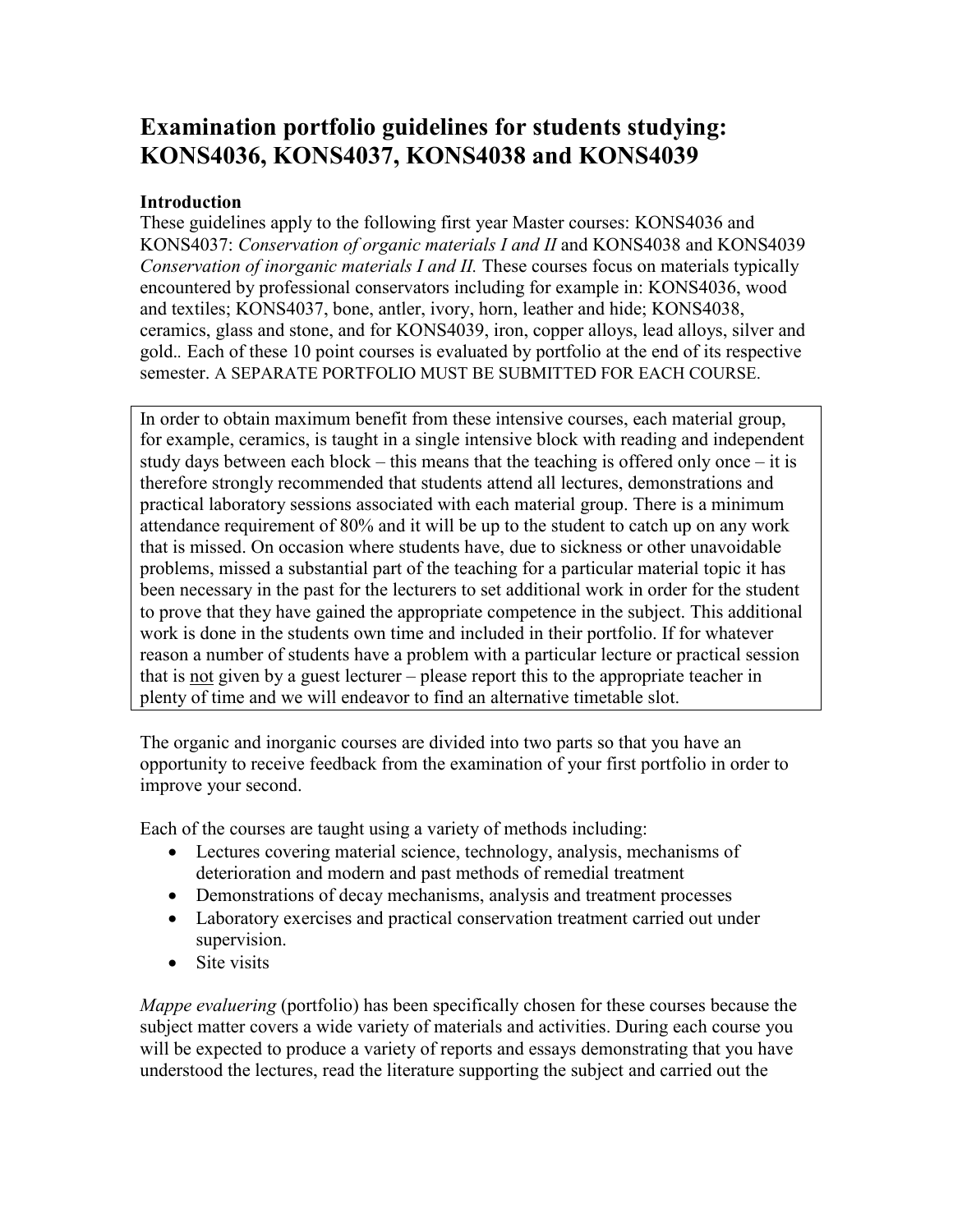# Examination portfolio guidelines for students studying: KONS4036, KONS4037, KONS4038 and KONS4039

## Introduction

These guidelines apply to the following first year Master courses: KONS4036 and KONS4037: *Conservation of organic materials I and II* and KONS4038 and KONS4039 *Conservation of inorganic materials I and II.* These courses focus on materials typically encountered by professional conservators including for example in: KONS4036, wood and textiles; KONS4037, bone, antler, ivory, horn, leather and hide; KONS4038, ceramics, glass and stone, and for KONS4039, iron, copper alloys, lead alloys, silver and gold.. Each of these 10 point courses is evaluated by portfolio at the end of its respective semester. A SEPARATE PORTFOLIO MUST BE SUBMITTED FOR EACH COURSE.

In order to obtain maximum benefit from these intensive courses, each material group, for example, ceramics, is taught in a single intensive block with reading and independent study days between each block – this means that the teaching is offered only once – it is therefore strongly recommended that students attend all lectures, demonstrations and practical laboratory sessions associated with each material group. There is a minimum attendance requirement of 80% and it will be up to the student to catch up on any work that is missed. On occasion where students have, due to sickness or other unavoidable problems, missed a substantial part of the teaching for a particular material topic it has been necessary in the past for the lecturers to set additional work in order for the student to prove that they have gained the appropriate competence in the subject. This additional work is done in the students own time and included in their portfolio. If for whatever reason a number of students have a problem with a particular lecture or practical session that is <u>not</u> given by a guest lecturer – please report this to the appropriate teacher in plenty of time and we will endeavor to find an alternative timetable slot.

The organic and inorganic courses are divided into two parts so that you have an opportunity to receive feedback from the examination of your first portfolio in order to improve your second.

Each of the courses are taught using a variety of methods including:

- Lectures covering material science, technology, analysis, mechanisms of deterioration and modern and past methods of remedial treatment
- Demonstrations of decay mechanisms, analysis and treatment processes
- Laboratory exercises and practical conservation treatment carried out under supervision.
- Site visits

*Mappe evaluering* (portfolio) has been specifically chosen for these courses because the subject matter covers a wide variety of materials and activities. During each course you will be expected to produce a variety of reports and essays demonstrating that you have understood the lectures, read the literature supporting the subject and carried out the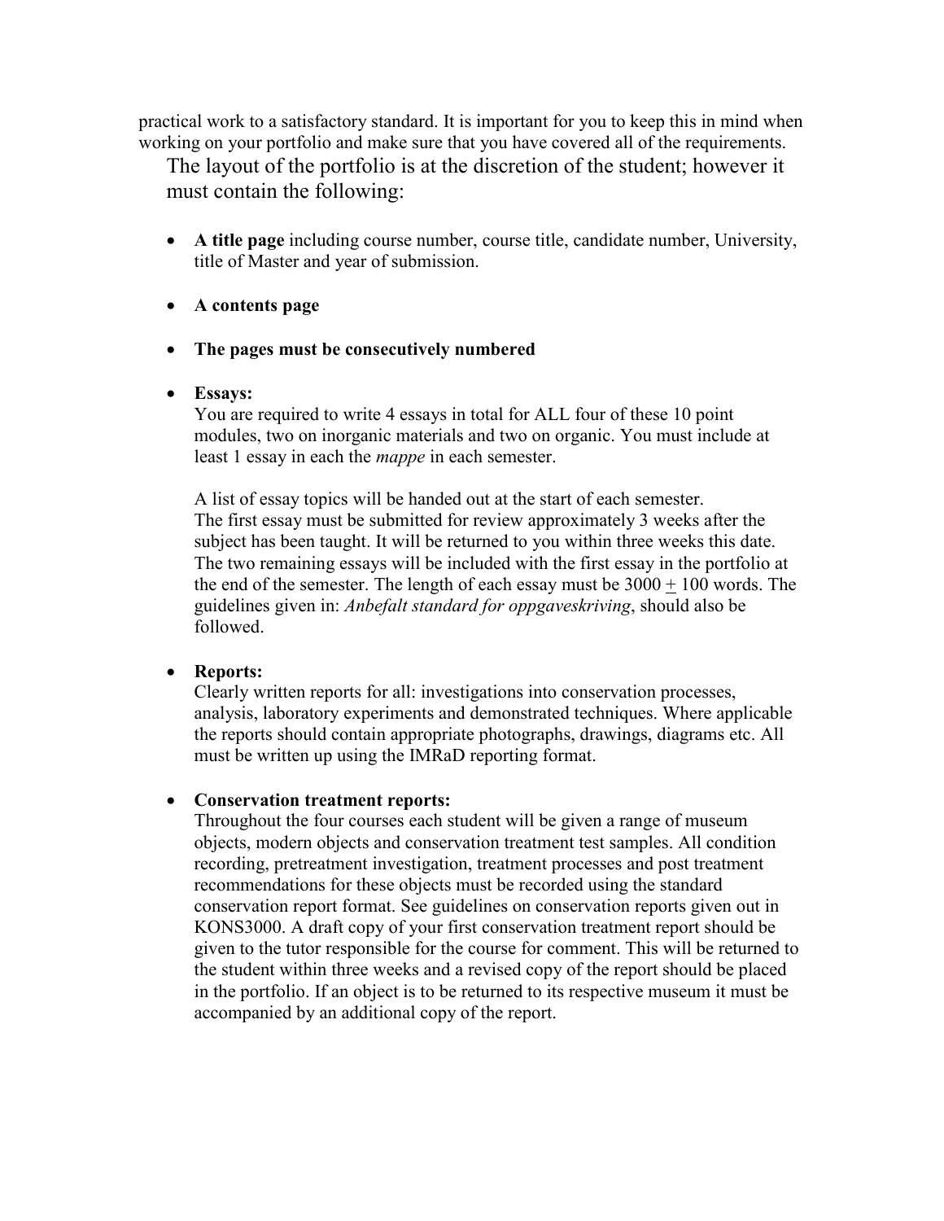practical work to a satisfactory standard. It is important for you to keep this in mind when working on your portfolio and make sure that you have covered all of the requirements.

The layout of the portfolio is at the discretion of the student; however it must contain the following:

- **A title page** including course number, course title, candidate number, University, title of Master and year of submission.

- **A contents page**

- **The pages must be consecutively numbered**

- **Essays:**
  You are required to write 4 essays in total for ALL four of these 10 point modules, two on inorganic materials and two on organic. You must include at least 1 essay in each the *mappe* in each semester.

  A list of essay topics will be handed out at the start of each semester. The first essay must be submitted for review approximately 3 weeks after the subject has been taught. It will be returned to you within three weeks this date. The two remaining essays will be included with the first essay in the portfolio at the end of the semester. The length of each essay must be 3000 $\pm$ 100 words. The guidelines given in: *Anbefalt standard for oppgaveskriving*, should also be followed.

- **Reports:**
  Clearly written reports for all: investigations into conservation processes, analysis, laboratory experiments and demonstrated techniques. Where applicable the reports should contain appropriate photographs, drawings, diagrams etc. All must be written up using the IMRaD reporting format.

- **Conservation treatment reports:**
  Throughout the four courses each student will be given a range of museum objects, modern objects and conservation treatment test samples. All condition recording, pretreatment investigation, treatment processes and post treatment recommendations for these objects must be recorded using the standard conservation report format. See guidelines on conservation reports given out in KONS3000. A draft copy of your first conservation treatment report should be given to the tutor responsible for the course for comment. This will be returned to the student within three weeks and a revised copy of the report should be placed in the portfolio. If an object is to be returned to its respective museum it must be accompanied by an additional copy of the report.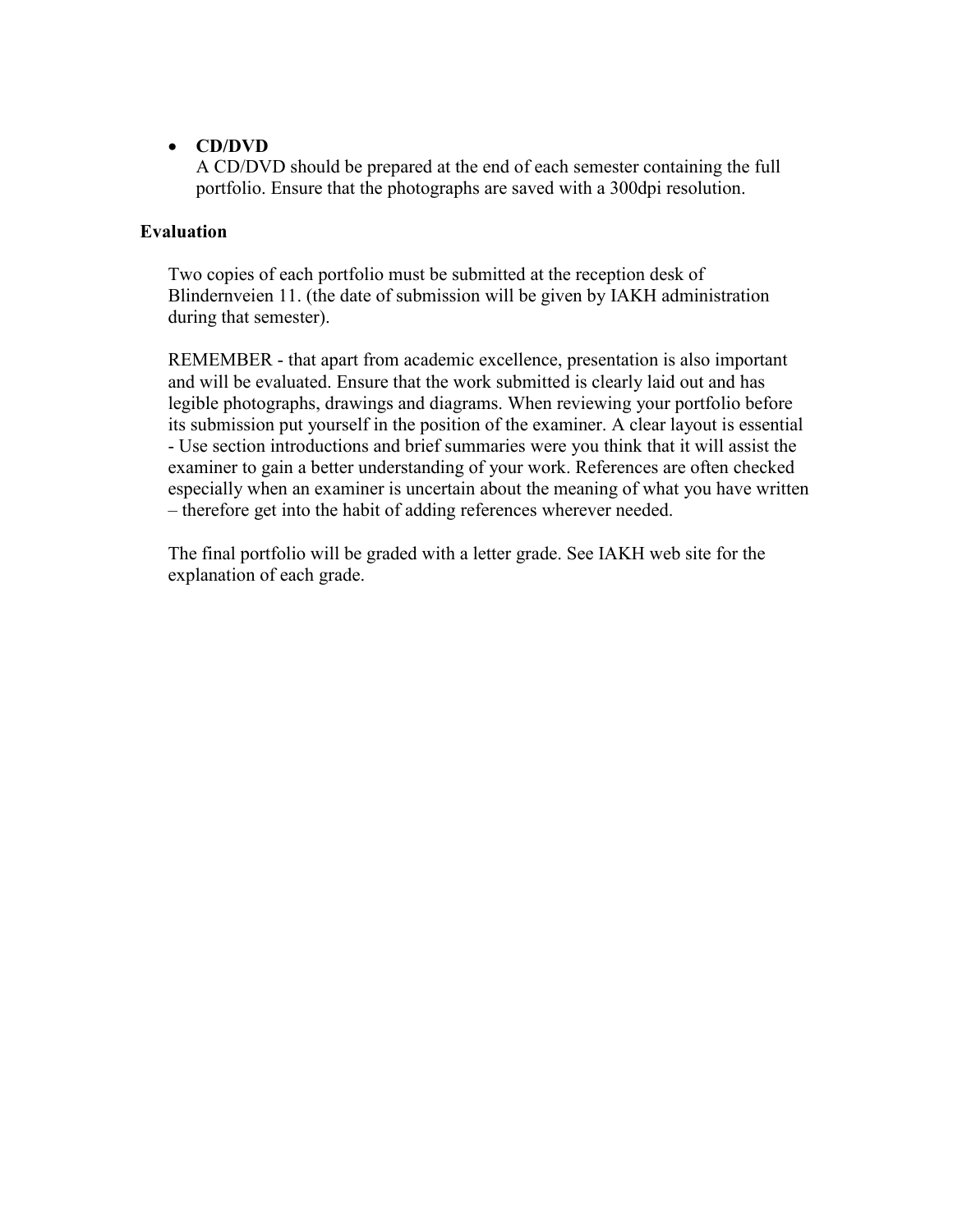- **CD/DVD**
  A CD/DVD should be prepared at the end of each semester containing the full portfolio. Ensure that the photographs are saved with a 300dpi resolution.

**Evaluation**

Two copies of each portfolio must be submitted at the reception desk of Blindernveien 11. (the date of submission will be given by IAKH administration during that semester).

REMEMBER - that apart from academic excellence, presentation is also important and will be evaluated. Ensure that the work submitted is clearly laid out and has legible photographs, drawings and diagrams. When reviewing your portfolio before its submission put yourself in the position of the examiner. A clear layout is essential - Use section introductions and brief summaries were you think that it will assist the examiner to gain a better understanding of your work. References are often checked especially when an examiner is uncertain about the meaning of what you have written – therefore get into the habit of adding references wherever needed.

The final portfolio will be graded with a letter grade. See IAKH web site for the explanation of each grade.